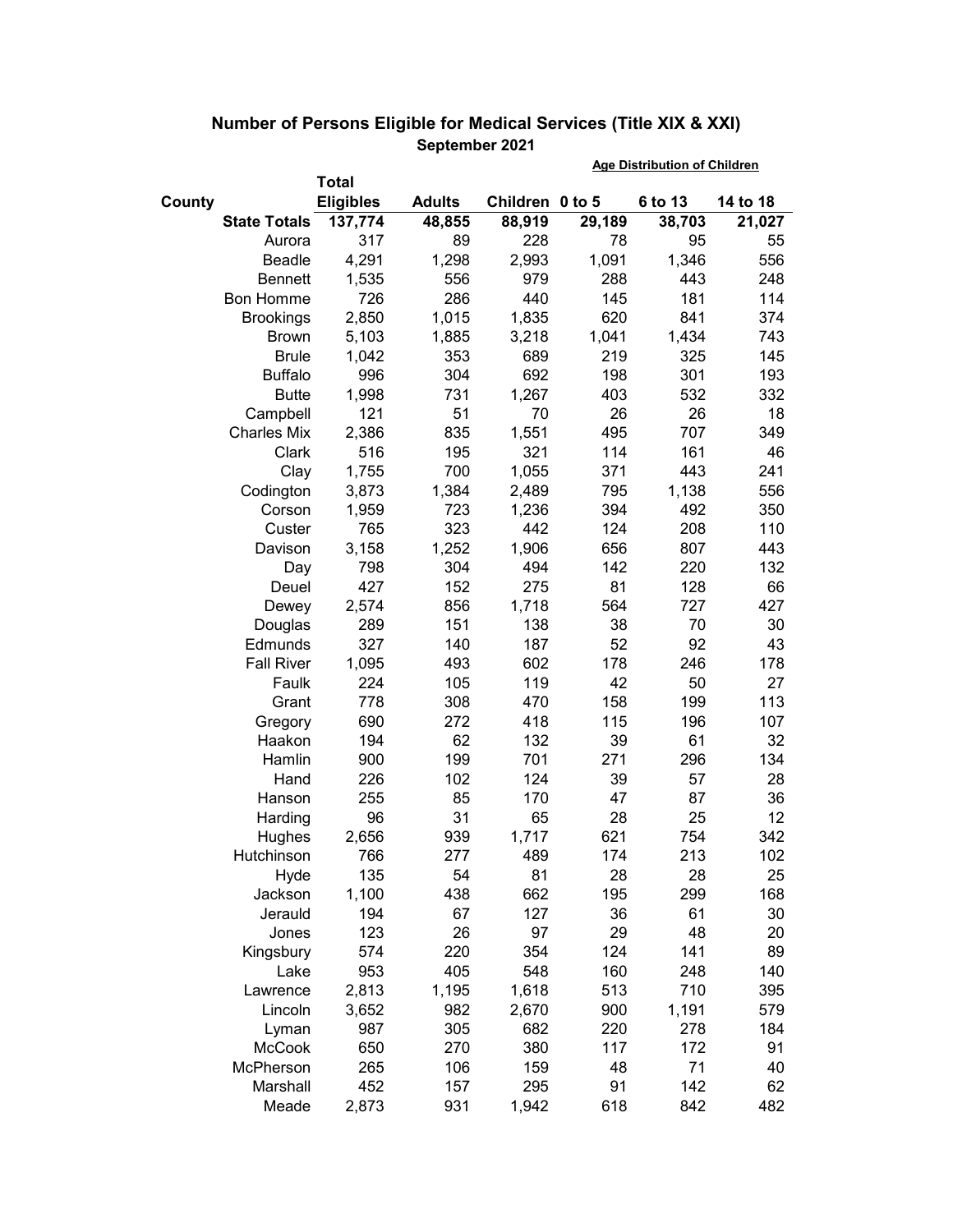## Number of Persons Eligible for Medical Services (Title XIX & XXI)

September 2021

| County | Total Eligibles | Adults | Children | Age Distribution of Children 0 to 5 | 6 to 13 | 14 to 18 |
|---|---|---|---|---|---|---|
| **State Totals** | **137,774** | **48,855** | **88,919** | **29,189** | **38,703** | **21,027** |
| Aurora | 317 | 89 | 228 | 78 | 95 | 55 |
| Beadle | 4,291 | 1,298 | 2,993 | 1,091 | 1,346 | 556 |
| Bennett | 1,535 | 556 | 979 | 288 | 443 | 248 |
| Bon Homme | 726 | 286 | 440 | 145 | 181 | 114 |
| Brookings | 2,850 | 1,015 | 1,835 | 620 | 841 | 374 |
| Brown | 5,103 | 1,885 | 3,218 | 1,041 | 1,434 | 743 |
| Brule | 1,042 | 353 | 689 | 219 | 325 | 145 |
| Buffalo | 996 | 304 | 692 | 198 | 301 | 193 |
| Butte | 1,998 | 731 | 1,267 | 403 | 532 | 332 |
| Campbell | 121 | 51 | 70 | 26 | 26 | 18 |
| Charles Mix | 2,386 | 835 | 1,551 | 495 | 707 | 349 |
| Clark | 516 | 195 | 321 | 114 | 161 | 46 |
| Clay | 1,755 | 700 | 1,055 | 371 | 443 | 241 |
| Codington | 3,873 | 1,384 | 2,489 | 795 | 1,138 | 556 |
| Corson | 1,959 | 723 | 1,236 | 394 | 492 | 350 |
| Custer | 765 | 323 | 442 | 124 | 208 | 110 |
| Davison | 3,158 | 1,252 | 1,906 | 656 | 807 | 443 |
| Day | 798 | 304 | 494 | 142 | 220 | 132 |
| Deuel | 427 | 152 | 275 | 81 | 128 | 66 |
| Dewey | 2,574 | 856 | 1,718 | 564 | 727 | 427 |
| Douglas | 289 | 151 | 138 | 38 | 70 | 30 |
| Edmunds | 327 | 140 | 187 | 52 | 92 | 43 |
| Fall River | 1,095 | 493 | 602 | 178 | 246 | 178 |
| Faulk | 224 | 105 | 119 | 42 | 50 | 27 |
| Grant | 778 | 308 | 470 | 158 | 199 | 113 |
| Gregory | 690 | 272 | 418 | 115 | 196 | 107 |
| Haakon | 194 | 62 | 132 | 39 | 61 | 32 |
| Hamlin | 900 | 199 | 701 | 271 | 296 | 134 |
| Hand | 226 | 102 | 124 | 39 | 57 | 28 |
| Hanson | 255 | 85 | 170 | 47 | 87 | 36 |
| Harding | 96 | 31 | 65 | 28 | 25 | 12 |
| Hughes | 2,656 | 939 | 1,717 | 621 | 754 | 342 |
| Hutchinson | 766 | 277 | 489 | 174 | 213 | 102 |
| Hyde | 135 | 54 | 81 | 28 | 28 | 25 |
| Jackson | 1,100 | 438 | 662 | 195 | 299 | 168 |
| Jerauld | 194 | 67 | 127 | 36 | 61 | 30 |
| Jones | 123 | 26 | 97 | 29 | 48 | 20 |
| Kingsbury | 574 | 220 | 354 | 124 | 141 | 89 |
| Lake | 953 | 405 | 548 | 160 | 248 | 140 |
| Lawrence | 2,813 | 1,195 | 1,618 | 513 | 710 | 395 |
| Lincoln | 3,652 | 982 | 2,670 | 900 | 1,191 | 579 |
| Lyman | 987 | 305 | 682 | 220 | 278 | 184 |
| McCook | 650 | 270 | 380 | 117 | 172 | 91 |
| McPherson | 265 | 106 | 159 | 48 | 71 | 40 |
| Marshall | 452 | 157 | 295 | 91 | 142 | 62 |
| Meade | 2,873 | 931 | 1,942 | 618 | 842 | 482 |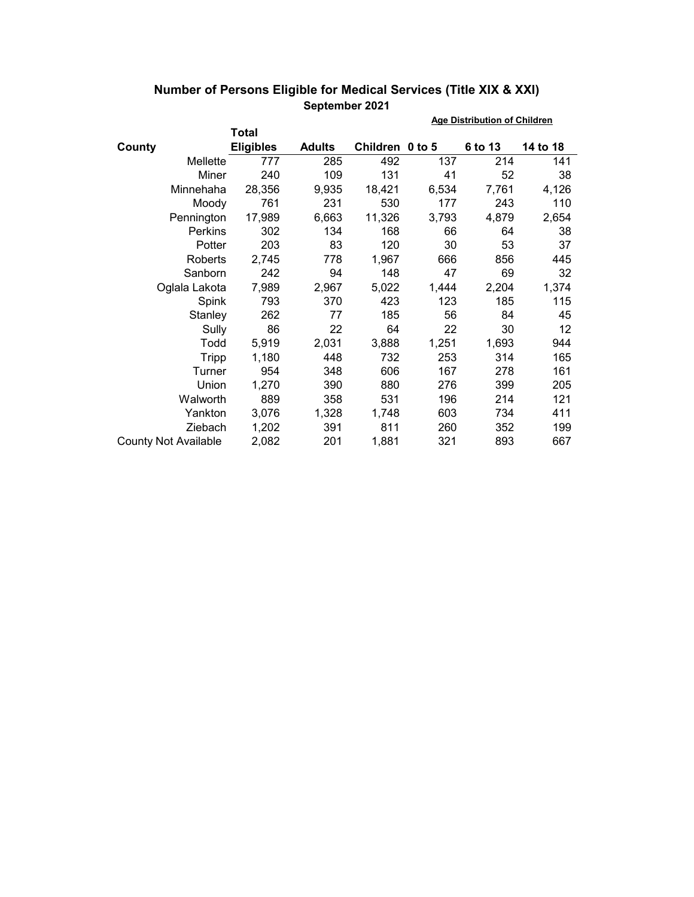## Number of Persons Eligible for Medical Services (Title XIX & XXI)

**September 2021**

| County | Total Eligibles | Adults | Children | Age Distribution of Children: 0 to 5 | 6 to 13 | 14 to 18 |
|---|---|---|---|---|---|---|
| Mellette | 777 | 285 | 492 | 137 | 214 | 141 |
| Miner | 240 | 109 | 131 | 41 | 52 | 38 |
| Minnehaha | 28,356 | 9,935 | 18,421 | 6,534 | 7,761 | 4,126 |
| Moody | 761 | 231 | 530 | 177 | 243 | 110 |
| Pennington | 17,989 | 6,663 | 11,326 | 3,793 | 4,879 | 2,654 |
| Perkins | 302 | 134 | 168 | 66 | 64 | 38 |
| Potter | 203 | 83 | 120 | 30 | 53 | 37 |
| Roberts | 2,745 | 778 | 1,967 | 666 | 856 | 445 |
| Sanborn | 242 | 94 | 148 | 47 | 69 | 32 |
| Oglala Lakota | 7,989 | 2,967 | 5,022 | 1,444 | 2,204 | 1,374 |
| Spink | 793 | 370 | 423 | 123 | 185 | 115 |
| Stanley | 262 | 77 | 185 | 56 | 84 | 45 |
| Sully | 86 | 22 | 64 | 22 | 30 | 12 |
| Todd | 5,919 | 2,031 | 3,888 | 1,251 | 1,693 | 944 |
| Tripp | 1,180 | 448 | 732 | 253 | 314 | 165 |
| Turner | 954 | 348 | 606 | 167 | 278 | 161 |
| Union | 1,270 | 390 | 880 | 276 | 399 | 205 |
| Walworth | 889 | 358 | 531 | 196 | 214 | 121 |
| Yankton | 3,076 | 1,328 | 1,748 | 603 | 734 | 411 |
| Ziebach | 1,202 | 391 | 811 | 260 | 352 | 199 |
| County Not Available | 2,082 | 201 | 1,881 | 321 | 893 | 667 |